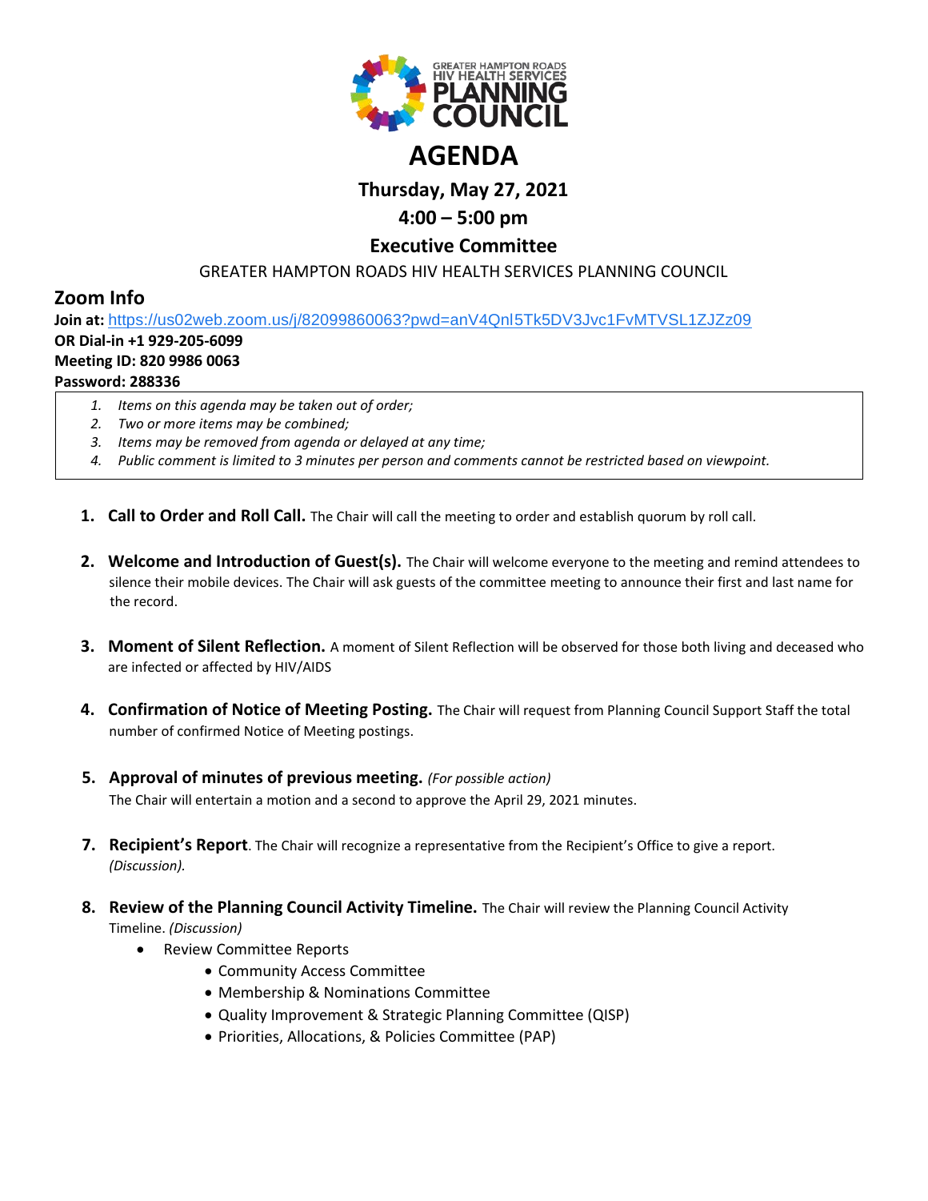GREATER HAMPTON ROADS HIV HEALTH SERVICES PLANNING COUNCIL

# AGENDA

## Thursday, May 27, 2021

## 4:00 – 5:00 pm

## Executive Committee

GREATER HAMPTON ROADS HIV HEALTH SERVICES PLANNING COUNCIL

## Zoom Info

**Join at:** https://us02web.zoom.us/j/82099860063?pwd=anV4Qnl5Tk5DV3Jvc1FvMTVSL1ZJZz09
**OR Dial-in +1 929-205-6099**
**Meeting ID: 820 9986 0063**
**Password: 288336**

1. *Items on this agenda may be taken out of order;*
2. *Two or more items may be combined;*
3. *Items may be removed from agenda or delayed at any time;*
4. *Public comment is limited to 3 minutes per person and comments cannot be restricted based on viewpoint.*

1. **Call to Order and Roll Call.** The Chair will call the meeting to order and establish quorum by roll call.

2. **Welcome and Introduction of Guest(s).** The Chair will welcome everyone to the meeting and remind attendees to silence their mobile devices. The Chair will ask guests of the committee meeting to announce their first and last name for the record.

3. **Moment of Silent Reflection.** A moment of Silent Reflection will be observed for those both living and deceased who are infected or affected by HIV/AIDS

4. **Confirmation of Notice of Meeting Posting.** The Chair will request from Planning Council Support Staff the total number of confirmed Notice of Meeting postings.

5. **Approval of minutes of previous meeting.** *(For possible action)*
   The Chair will entertain a motion and a second to approve the April 29, 2021 minutes.

7. **Recipient's Report**. The Chair will recognize a representative from the Recipient's Office to give a report. *(Discussion).*

8. **Review of the Planning Council Activity Timeline.** The Chair will review the Planning Council Activity Timeline. *(Discussion)*
   - Review Committee Reports
     - Community Access Committee
     - Membership & Nominations Committee
     - Quality Improvement & Strategic Planning Committee (QISP)
     - Priorities, Allocations, & Policies Committee (PAP)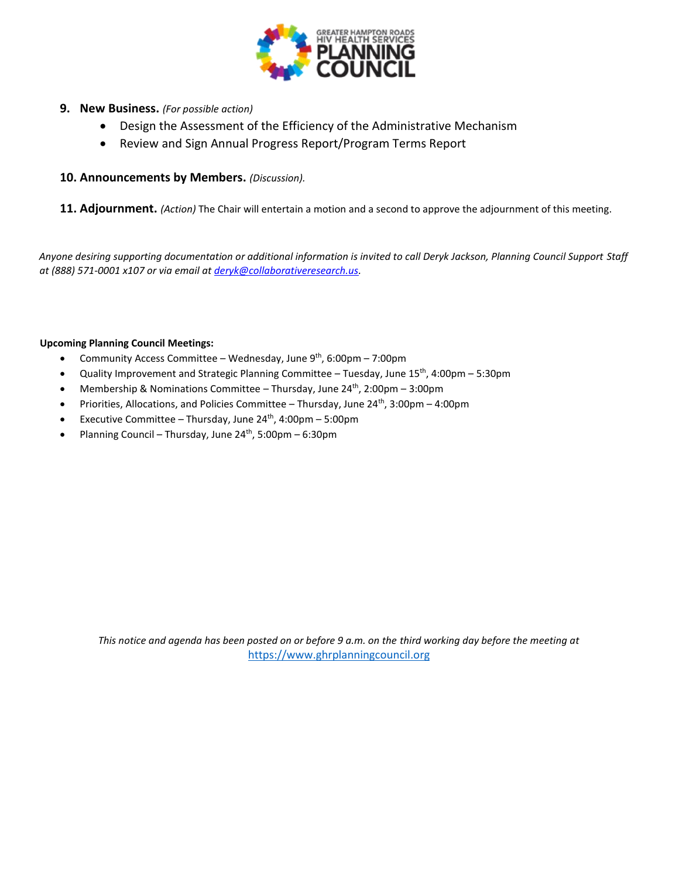**9. New Business.** *(For possible action)*

- Design the Assessment of the Efficiency of the Administrative Mechanism
- Review and Sign Annual Progress Report/Program Terms Report

**10. Announcements by Members.** *(Discussion).*

**11. Adjournment.** *(Action)* The Chair will entertain a motion and a second to approve the adjournment of this meeting.

*Anyone desiring supporting documentation or additional information is invited to call Deryk Jackson, Planning Council Support Staff at (888) 571-0001 x107 or via email at [deryk@collaborativeresearch.us](mailto:deryk@collaborativeresearch.us).*

**Upcoming Planning Council Meetings:**

- Community Access Committee – Wednesday, June 9th, 6:00pm – 7:00pm
- Quality Improvement and Strategic Planning Committee – Tuesday, June 15th, 4:00pm – 5:30pm
- Membership & Nominations Committee – Thursday, June 24th, 2:00pm – 3:00pm
- Priorities, Allocations, and Policies Committee – Thursday, June 24th, 3:00pm – 4:00pm
- Executive Committee – Thursday, June 24th, 4:00pm – 5:00pm
- Planning Council – Thursday, June 24th, 5:00pm – 6:30pm

*This notice and agenda has been posted on or before 9 a.m. on the third working day before the meeting at* [https://www.ghrplanningcouncil.org](https://www.ghrplanningcouncil.org)